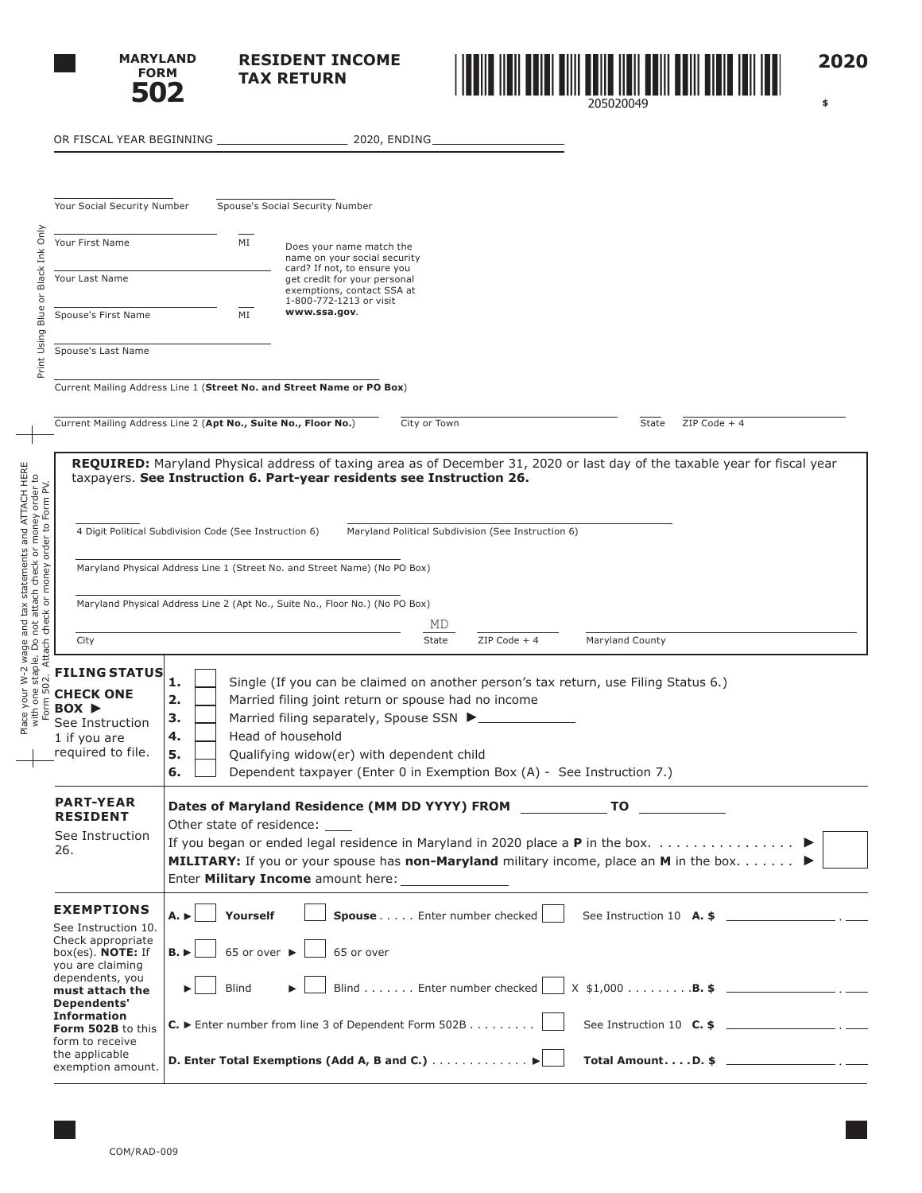# MARYLAND FORM 502

## RESIDENT INCOME TAX RETURN

205020049

**2020**

$

OR FISCAL YEAR BEGINNING ____________ 2020, ENDING ____________

Your Social Security Number ____________ Spouse's Social Security Number ____________

Your First Name ____________ MI ____

Your Last Name ____________

Spouse's First Name ____________ MI ____

Spouse's Last Name ____________

Does your name match the name on your social security card? If not, to ensure you get credit for your personal exemptions, contact SSA at 1-800-772-1213 or visit **www.ssa.gov**.

Print Using Blue or Black Ink Only

Current Mailing Address Line 1 (**Street No. and Street Name or PO Box**) ____________

Current Mailing Address Line 2 (**Apt No., Suite No., Floor No.**) ____________ City or Town ____________ State ____ ZIP Code + 4 ____________

**REQUIRED:** Maryland Physical address of taxing area as of December 31, 2020 or last day of the taxable year for fiscal year taxpayers. **See Instruction 6. Part-year residents see Instruction 26.**

4 Digit Political Subdivision Code (See Instruction 6) ____________ Maryland Political Subdivision (See Instruction 6) ____________

Maryland Physical Address Line 1 (Street No. and Street Name) (No PO Box) ____________

Maryland Physical Address Line 2 (Apt No., Suite No., Floor No.) (No PO Box) ____________

City ____________ State MD ZIP Code + 4 ____________ Maryland County ____________

Place your W-2 wage and tax statements and ATTACH HERE with one staple. Do not attach check or money order to Form 502. Attach check or money order to Form PV.

**FILING STATUS**

**CHECK ONE BOX ▶** See Instruction 1 if you are required to file.

1. ☐ Single (If you can be claimed on another person's tax return, use Filing Status 6.)
2. ☐ Married filing joint return or spouse had no income
3. ☐ Married filing separately, Spouse SSN ▶ ____________
4. ☐ Head of household
5. ☐ Qualifying widow(er) with dependent child
6. ☐ Dependent taxpayer (Enter 0 in Exemption Box (A) - See Instruction 7.)

**PART-YEAR RESIDENT**

See Instruction 26.

**Dates of Maryland Residence (MM DD YYYY) FROM** ____________ **TO** ____________

Other state of residence: ____

If you began or ended legal residence in Maryland in 2020 place a **P** in the box. . . . . . . . . . . . . . . . ▶ ☐

**MILITARY:** If you or your spouse has **non-Maryland** military income, place an **M** in the box. . . . . . . ▶ ☐

Enter **Military Income** amount here: ____________

**EXEMPTIONS**

See Instruction 10. Check appropriate box(es). **NOTE:** If you are claiming dependents, you **must attach the Dependents' Information Form 502B** to this form to receive the applicable exemption amount.

**A.** ▶ ☐ **Yourself** ☐ **Spouse** . . . . . Enter number checked ☐ See Instruction 10 **A. $** ____________ . ____

**B.** ▶ ☐ 65 or over ▶ ☐ 65 or over

▶ ☐ Blind ▶ ☐ Blind . . . . . . . Enter number checked ☐ X $1,000 . . . . . . . . .**B. $** ____________ . ____

**C.** ▶ Enter number from line 3 of Dependent Form 502B . . . . . . . . . ☐ See Instruction 10 **C. $** ____________ . ____

**D. Enter Total Exemptions (Add A, B and C.)** . . . . . . . . . . . . ▶ ☐ **Total Amount. . . .D. $** ____________ . ____

COM/RAD-009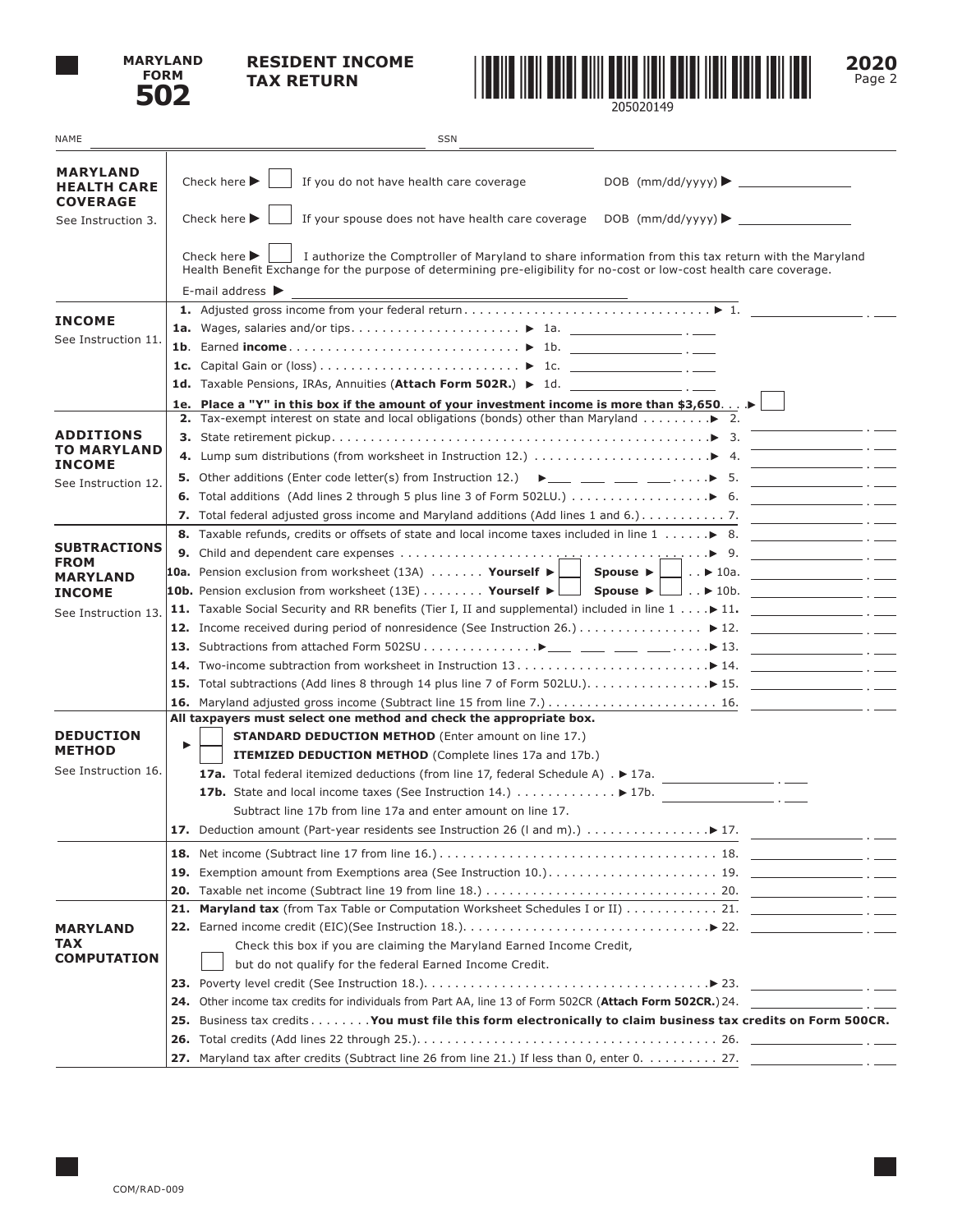# MARYLAND FORM 502 — RESIDENT INCOME TAX RETURN — 2020

205020149

NAME ______________________ SSN ______________

## MARYLAND HEALTH CARE COVERAGE

See Instruction 3.

Check here ▶ ☐ If you do not have health care coverage DOB (mm/dd/yyyy) ▶ __________

Check here ▶ ☐ If your spouse does not have health care coverage DOB (mm/dd/yyyy) ▶ __________

Check here ▶ ☐ I authorize the Comptroller of Maryland to share information from this tax return with the Maryland Health Benefit Exchange for the purpose of determining pre-eligibility for no-cost or low-cost health care coverage.

E-mail address ▶ __________

## INCOME

See Instruction 11.

**1.** Adjusted gross income from your federal return ▶ 1. ________

**1a.** Wages, salaries and/or tips ▶ 1a. ________

**1b**. Earned **income** ▶ 1b. ________

**1c.** Capital Gain or (loss) ▶ 1c. ________

**1d.** Taxable Pensions, IRAs, Annuities (**Attach Form 502R.**) ▶ 1d. ________

**1e. Place a "Y" in this box if the amount of your investment income is more than $3,650** ▶ ☐

## ADDITIONS TO MARYLAND INCOME

See Instruction 12.

**2.** Tax-exempt interest on state and local obligations (bonds) other than Maryland ▶ 2. ________

**3.** State retirement pickup ▶ 3. ________

**4.** Lump sum distributions (from worksheet in Instruction 12.) ▶ 4. ________

**5.** Other additions (Enter code letter(s) from Instruction 12.) ▶ ___ ___ ___ ___ ▶ 5. ________

**6.** Total additions (Add lines 2 through 5 plus line 3 of Form 502LU.) ▶ 6. ________

**7.** Total federal adjusted gross income and Maryland additions (Add lines 1 and 6.) 7. ________

## SUBTRACTIONS FROM MARYLAND INCOME

See Instruction 13.

**8.** Taxable refunds, credits or offsets of state and local income taxes included in line 1 ▶ 8. ________

**9.** Child and dependent care expenses ▶ 9. ________

**10a.** Pension exclusion from worksheet (13A) **Yourself** ▶ ☐ **Spouse** ▶ ☐ ▶ 10a. ________

**10b.** Pension exclusion from worksheet (13E) **Yourself** ▶ ☐ **Spouse** ▶ ☐ ▶ 10b. ________

**11.** Taxable Social Security and RR benefits (Tier I, II and supplemental) included in line 1 ▶ 11. ________

**12.** Income received during period of nonresidence (See Instruction 26.) ▶ 12. ________

**13.** Subtractions from attached Form 502SU ▶ ___ ___ ___ ___ ▶ 13. ________

**14.** Two-income subtraction from worksheet in Instruction 13 ▶ 14. ________

**15.** Total subtractions (Add lines 8 through 14 plus line 7 of Form 502LU.) ▶ 15. ________

**16.** Maryland adjusted gross income (Subtract line 15 from line 7.) 16. ________

## DEDUCTION METHOD

See Instruction 16.

**All taxpayers must select one method and check the appropriate box.**

▶ ☐ **STANDARD DEDUCTION METHOD** (Enter amount on line 17.)

☐ **ITEMIZED DEDUCTION METHOD** (Complete lines 17a and 17b.)

**17a.** Total federal itemized deductions (from line 17, federal Schedule A) ▶ 17a. ________

**17b.** State and local income taxes (See Instruction 14.) ▶ 17b. ________

Subtract line 17b from line 17a and enter amount on line 17.

**17.** Deduction amount (Part-year residents see Instruction 26 (l and m).) ▶ 17. ________

**18.** Net income (Subtract line 17 from line 16.) 18. ________

**19.** Exemption amount from Exemptions area (See Instruction 10.) 19. ________

**20.** Taxable net income (Subtract line 19 from line 18.) 20. ________

## MARYLAND TAX COMPUTATION

**21. Maryland tax** (from Tax Table or Computation Worksheet Schedules I or II) 21. ________

**22.** Earned income credit (EIC)(See Instruction 18.) ▶ 22. ________

☐ Check this box if you are claiming the Maryland Earned Income Credit, but do not qualify for the federal Earned Income Credit.

**23.** Poverty level credit (See Instruction 18.) ▶ 23. ________

**24.** Other income tax credits for individuals from Part AA, line 13 of Form 502CR (**Attach Form 502CR.**) 24. ________

**25.** Business tax credits ........ **You must file this form electronically to claim business tax credits on Form 500CR.**

**26.** Total credits (Add lines 22 through 25.) 26. ________

**27.** Maryland tax after credits (Subtract line 26 from line 21.) If less than 0, enter 0. 27. ________

COM/RAD-009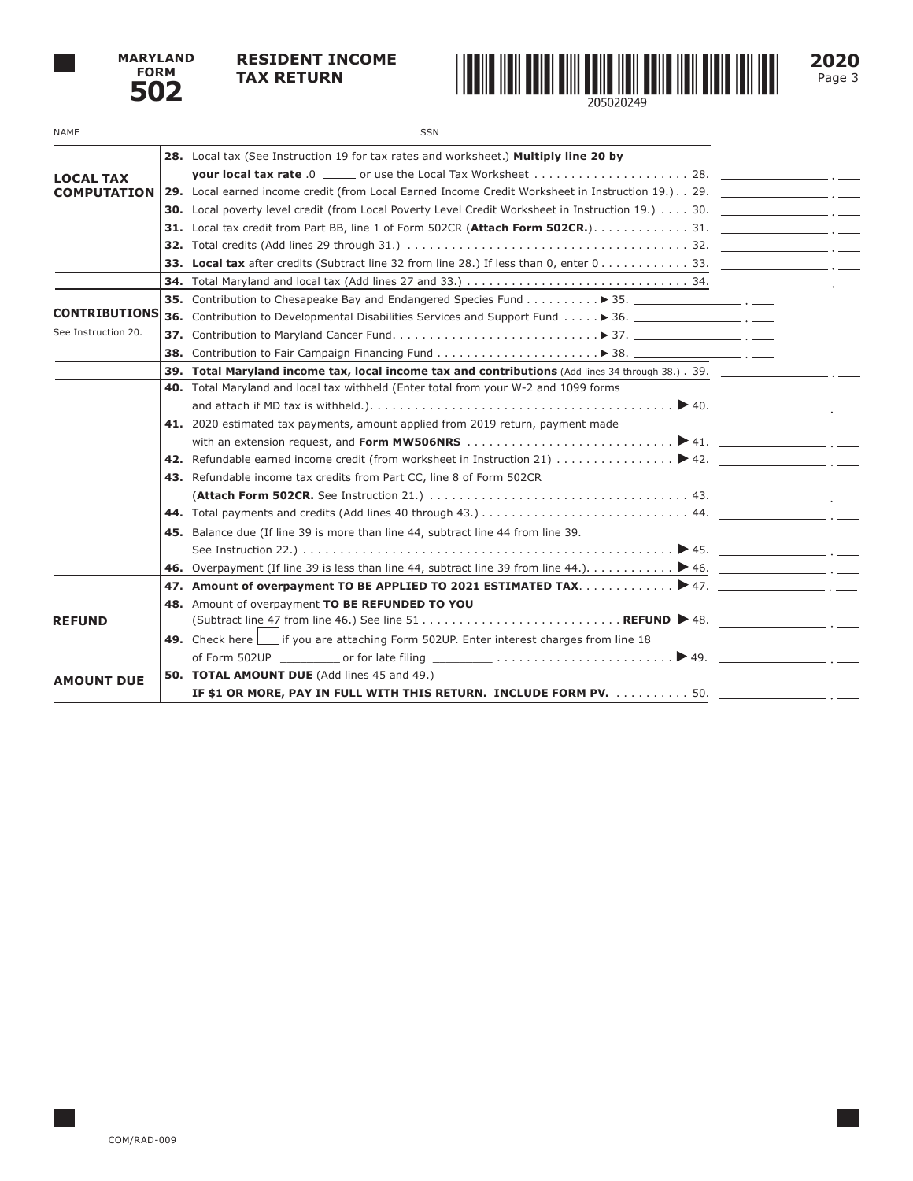**MARYLAND FORM 502**

**RESIDENT INCOME TAX RETURN**

205020249

**2020**
Page 3

NAME ______________________ SSN ______________

**LOCAL TAX COMPUTATION**

**28.** Local tax (See Instruction 19 for tax rates and worksheet.) **Multiply line 20 by your local tax rate** .0 _____ or use the Local Tax Worksheet . . . . . . . . . . . . . . . . . . . . . 28. ________ . ___

**29.** Local earned income credit (from Local Earned Income Credit Worksheet in Instruction 19.) . . 29. ________ . ___

**30.** Local poverty level credit (from Local Poverty Level Credit Worksheet in Instruction 19.) . . . . 30. ________ . ___

**31.** Local tax credit from Part BB, line 1 of Form 502CR (**Attach Form 502CR.**). . . . . . . . . . . . . 31. ________ . ___

**32.** Total credits (Add lines 29 through 31.) . . . . . . . . . . . . . . . . . . . . . . . . . . . . . . . . . . . . . 32. ________ . ___

**33.** **Local tax** after credits (Subtract line 32 from line 28.) If less than 0, enter 0 . . . . . . . . . . . . 33. ________ . ___

**34.** Total Maryland and local tax (Add lines 27 and 33.) . . . . . . . . . . . . . . . . . . . . . . . . . . . . . . 34. ________ . ___

**CONTRIBUTIONS**
See Instruction 20.

**35.** Contribution to Chesapeake Bay and Endangered Species Fund . . . . . . . . . . ▶ 35. ________ . ___

**36.** Contribution to Developmental Disabilities Services and Support Fund . . . . . ▶ 36. ________ . ___

**37.** Contribution to Maryland Cancer Fund. . . . . . . . . . . . . . . . . . . . . . . . . . . ▶ 37. ________ . ___

**38.** Contribution to Fair Campaign Financing Fund . . . . . . . . . . . . . . . . . . . . . . ▶ 38. ________ . ___

**39.** **Total Maryland income tax, local income tax and contributions** (Add lines 34 through 38.) . 39. ________ . ___

**40.** Total Maryland and local tax withheld (Enter total from your W-2 and 1099 forms and attach if MD tax is withheld.). . . . . . . . . . . . . . . . . . . . . . . . . . . . . . . . . . . . . . . . . ▶ 40. ________ . ___

**41.** 2020 estimated tax payments, amount applied from 2019 return, payment made with an extension request, and **Form MW506NRS** . . . . . . . . . . . . . . . . . . . . . . . . . . . . ▶ 41. ________ . ___

**42.** Refundable earned income credit (from worksheet in Instruction 21) . . . . . . . . . . . . . . . . ▶ 42. ________ . ___

**43.** Refundable income tax credits from Part CC, line 8 of Form 502CR (**Attach Form 502CR.** See Instruction 21.) . . . . . . . . . . . . . . . . . . . . . . . . . . . . . . . . . . . 43. ________ . ___

**44.** Total payments and credits (Add lines 40 through 43.) . . . . . . . . . . . . . . . . . . . . . . . . . . . . 44. ________ . ___

**45.** Balance due (If line 39 is more than line 44, subtract line 44 from line 39. See Instruction 22.) . . . . . . . . . . . . . . . . . . . . . . . . . . . . . . . . . . . . . . . . . . . . . . . . . ▶ 45. ________ . ___

**46.** Overpayment (If line 39 is less than line 44, subtract line 39 from line 44.). . . . . . . . . . . ▶ 46. ________ . ___

**REFUND**

**47.** **Amount of overpayment TO BE APPLIED TO 2021 ESTIMATED TAX**. . . . . . . . . . . . ▶ 47. ________ . ___

**48.** Amount of overpayment **TO BE REFUNDED TO YOU** (Subtract line 47 from line 46.) See line 51 . . . . . . . . . . . . . . . . . . . . . . . . . . **REFUND** ▶ 48. ________ . ___

**49.** Check here ☐ if you are attaching Form 502UP. Enter interest charges from line 18 of Form 502UP ________ or for late filing ________ . . . . . . . . . . . . . . . . . . . . . . . . ▶ 49. ________ . ___

**AMOUNT DUE**

**50.** **TOTAL AMOUNT DUE** (Add lines 45 and 49.)
**IF $1 OR MORE, PAY IN FULL WITH THIS RETURN. INCLUDE FORM PV.** . . . . . . . . . . 50. ________ . ___

COM/RAD-009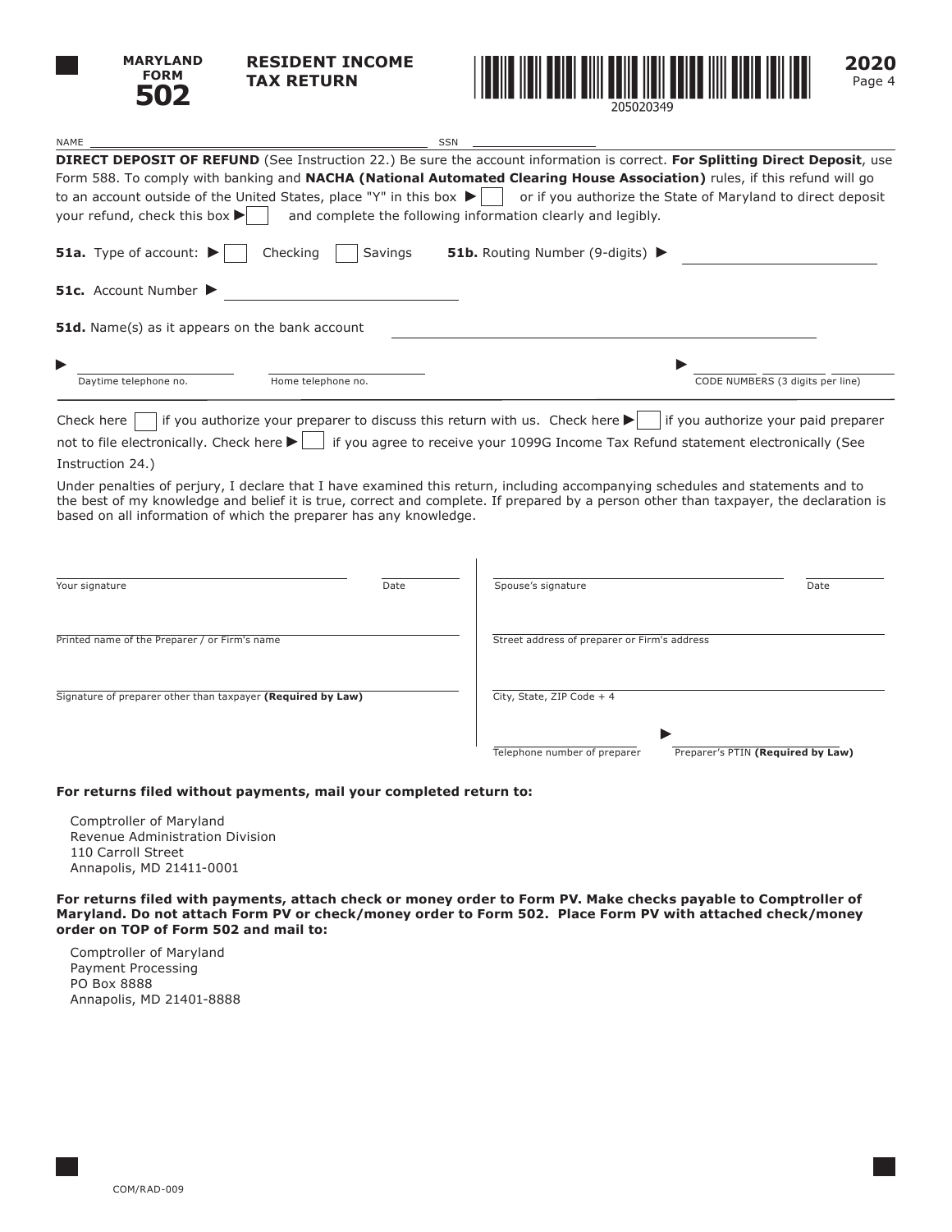**MARYLAND FORM 502**

# RESIDENT INCOME TAX RETURN

205020349

**2020**

NAME _______________ SSN _______________

**DIRECT DEPOSIT OF REFUND** (See Instruction 22.) Be sure the account information is correct. **For Splitting Direct Deposit**, use Form 588. To comply with banking and **NACHA (National Automated Clearing House Association)** rules, if this refund will go to an account outside of the United States, place "Y" in this box ▶ ☐ or if you authorize the State of Maryland to direct deposit your refund, check this box ▶ ☐ and complete the following information clearly and legibly.

**51a.** Type of account: ▶ ☐ Checking ☐ Savings **51b.** Routing Number (9-digits) ▶ _______________

**51c.** Account Number ▶ _______________

**51d.** Name(s) as it appears on the bank account _______________

▶ _______________ Daytime telephone no. _______________ Home telephone no. ▶ _______________ CODE NUMBERS (3 digits per line)

Check here ☐ if you authorize your preparer to discuss this return with us. Check here ▶ ☐ if you authorize your paid preparer not to file electronically. Check here ▶ ☐ if you agree to receive your 1099G Income Tax Refund statement electronically (See Instruction 24.)

Under penalties of perjury, I declare that I have examined this return, including accompanying schedules and statements and to the best of my knowledge and belief it is true, correct and complete. If prepared by a person other than taxpayer, the declaration is based on all information of which the preparer has any knowledge.

Your signature _______________ Date _______________

Spouse's signature _______________ Date _______________

Printed name of the Preparer / or Firm's name _______________

Street address of preparer or Firm's address _______________

Signature of preparer other than taxpayer **(Required by Law)** _______________

City, State, ZIP Code + 4 _______________

Telephone number of preparer _______________ ▶ Preparer's PTIN **(Required by Law)** _______________

**For returns filed without payments, mail your completed return to:**

Comptroller of Maryland
Revenue Administration Division
110 Carroll Street
Annapolis, MD 21411-0001

**For returns filed with payments, attach check or money order to Form PV. Make checks payable to Comptroller of Maryland. Do not attach Form PV or check/money order to Form 502. Place Form PV with attached check/money order on TOP of Form 502 and mail to:**

Comptroller of Maryland
Payment Processing
PO Box 8888
Annapolis, MD 21401-8888

COM/RAD-009